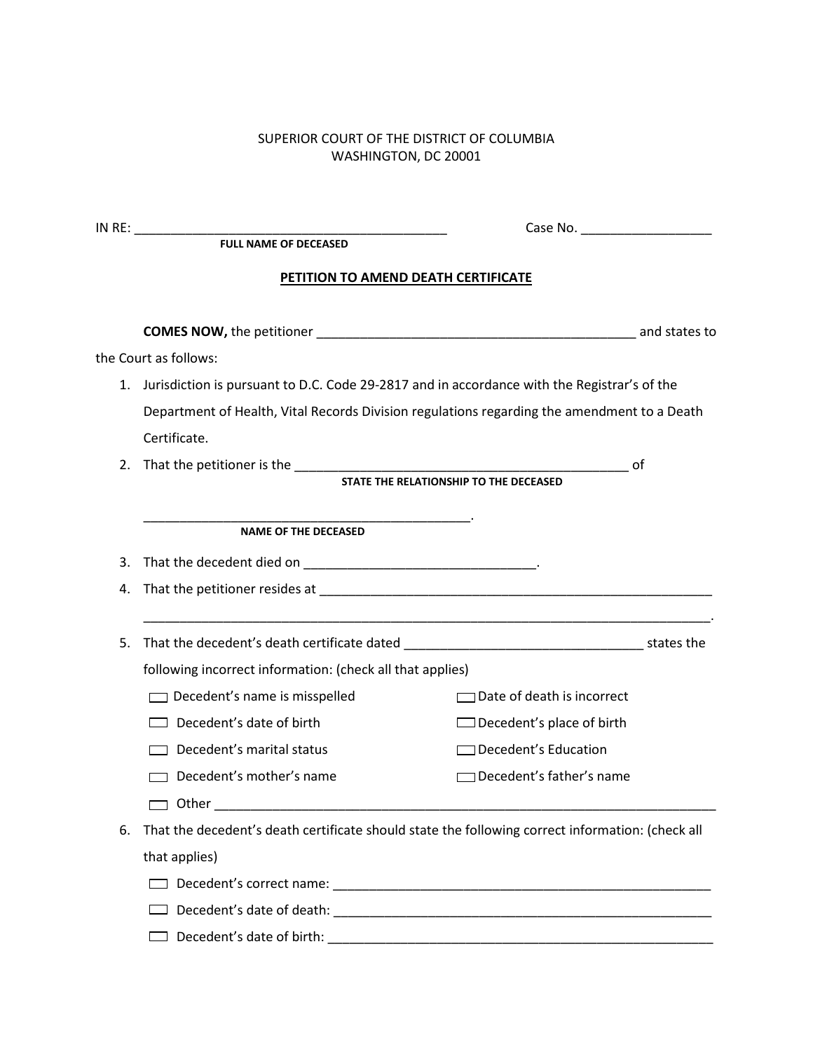SUPERIOR COURT OF THE DISTRICT OF COLUMBIA
WASHINGTON, DC 20001

IN RE: ____________________________________________ Case No. __________________
**FULL NAME OF DECEASED**

**PETITION TO AMEND DEATH CERTIFICATE**

**COMES NOW,** the petitioner ____________________________________________ and states to the Court as follows:

1. Jurisdiction is pursuant to D.C. Code 29-2817 and in accordance with the Registrar's of the Department of Health, Vital Records Division regulations regarding the amendment to a Death Certificate.
2. That the petitioner is the ______________________________________________ of
   **STATE THE RELATIONSHIP TO THE DECEASED**

   _____________________________________________.
   **NAME OF THE DECEASED**
3. That the decedent died on ________________________________.
4. That the petitioner resides at ________________________________________________________
   ________________________________________________________________________________.
5. That the decedent's death certificate dated _________________________________ states the following incorrect information: (check all that applies)

   ☐ Decedent's name is misspelled ☐ Date of death is incorrect
   ☐ Decedent's date of birth ☐ Decedent's place of birth
   ☐ Decedent's marital status ☐ Decedent's Education
   ☐ Decedent's mother's name ☐ Decedent's father's name
   ☐ Other ______________________________________________________________________
6. That the decedent's death certificate should state the following correct information: (check all that applies)

   ☐ Decedent's correct name: ____________________________________________________
   ☐ Decedent's date of death: ____________________________________________________
   ☐ Decedent's date of birth: ____________________________________________________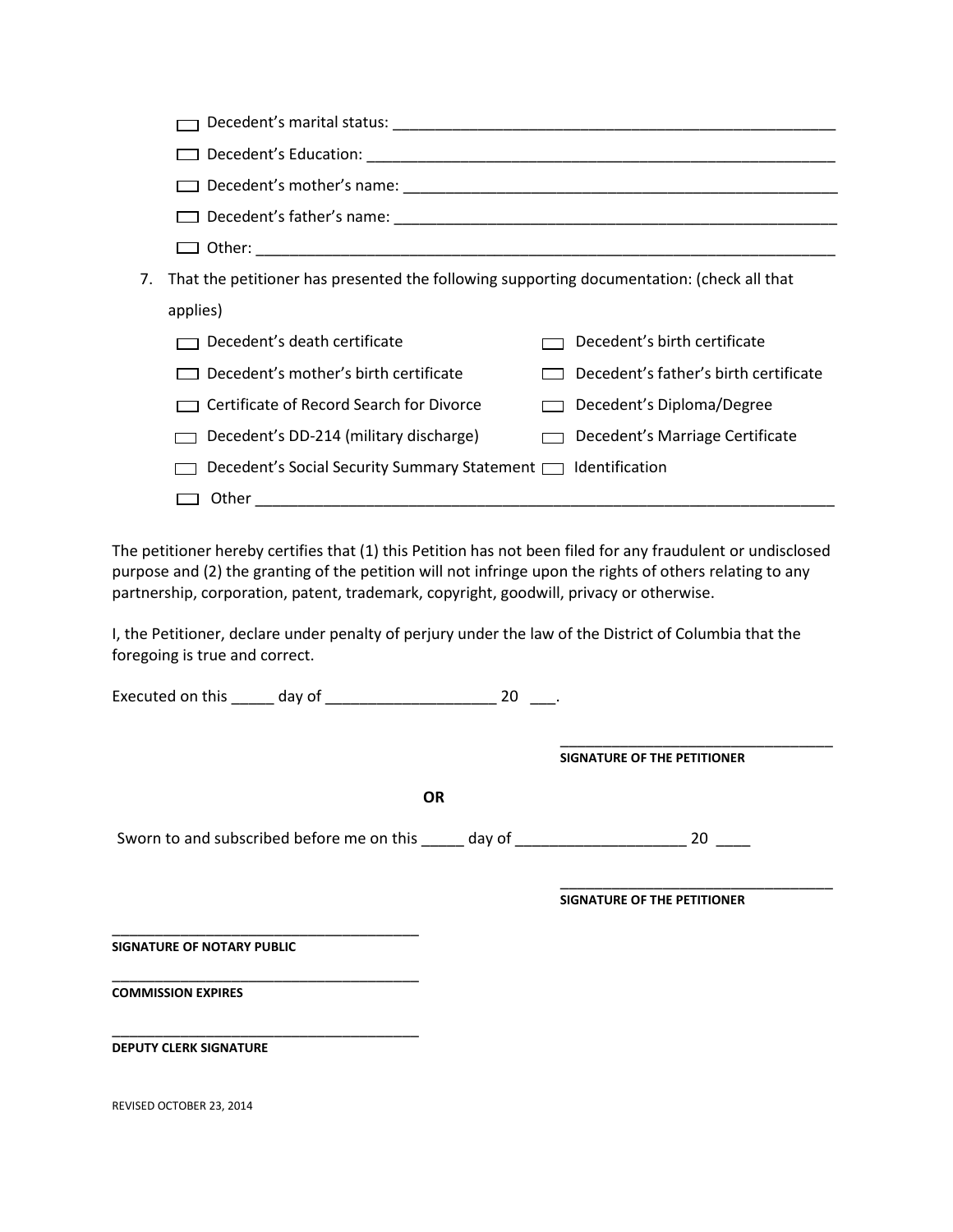- ☐ Decedent's marital status: ______________________________________________________
- ☐ Decedent's Education: __________________________________________________________
- ☐ Decedent's mother's name: ______________________________________________________
- ☐ Decedent's father's name: _______________________________________________________
- ☐ Other: _________________________________________________________________________

7. That the petitioner has presented the following supporting documentation: (check all that applies)

| | |
|---|---|
| ☐ Decedent's death certificate | ☐ Decedent's birth certificate |
| ☐ Decedent's mother's birth certificate | ☐ Decedent's father's birth certificate |
| ☐ Certificate of Record Search for Divorce | ☐ Decedent's Diploma/Degree |
| ☐ Decedent's DD-214 (military discharge) | ☐ Decedent's Marriage Certificate |
| ☐ Decedent's Social Security Summary Statement | ☐ Identification |

☐ Other _________________________________________________________________________

The petitioner hereby certifies that (1) this Petition has not been filed for any fraudulent or undisclosed purpose and (2) the granting of the petition will not infringe upon the rights of others relating to any partnership, corporation, patent, trademark, copyright, goodwill, privacy or otherwise.

I, the Petitioner, declare under penalty of perjury under the law of the District of Columbia that the foregoing is true and correct.

Executed on this _____ day of ____________________ 20 ___.

___________________________________
**SIGNATURE OF THE PETITIONER**

**OR**

Sworn to and subscribed before me on this _____ day of ____________________ 20 ____

___________________________________
**SIGNATURE OF THE PETITIONER**

_________________________________________
**SIGNATURE OF NOTARY PUBLIC**

_________________________________________
**COMMISSION EXPIRES**

_________________________________________
**DEPUTY CLERK SIGNATURE**

REVISED OCTOBER 23, 2014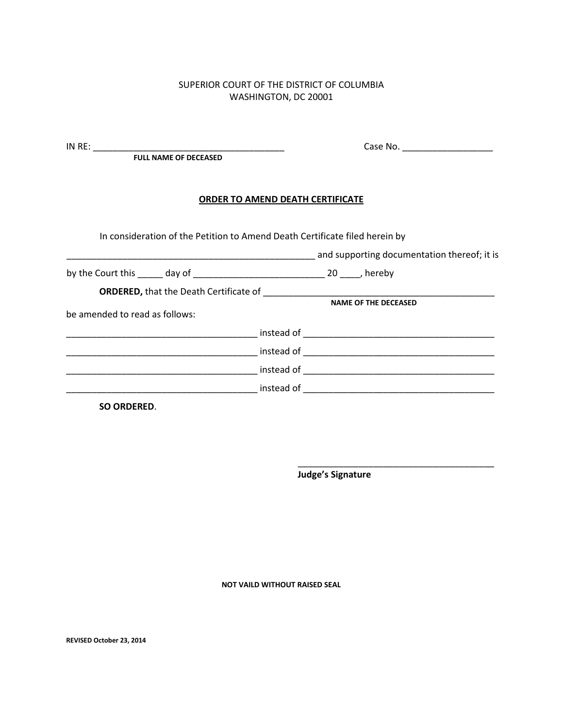SUPERIOR COURT OF THE DISTRICT OF COLUMBIA
WASHINGTON, DC 20001

IN RE: ______________________________________ Case No. __________________
**FULL NAME OF DECEASED**

## ORDER TO AMEND DEATH CERTIFICATE

In consideration of the Petition to Amend Death Certificate filed herein by
__________________________________________________ and supporting documentation thereof; it is by the Court this _____ day of __________________________ 20 ____, hereby

**ORDERED,** that the Death Certificate of ______________________________________________
**NAME OF THE DECEASED**

be amended to read as follows:

______________________________________ instead of ______________________________________

______________________________________ instead of ______________________________________

______________________________________ instead of ______________________________________

______________________________________ instead of ______________________________________

**SO ORDERED**.

_______________________________________
**Judge's Signature**

**NOT VAILD WITHOUT RAISED SEAL**

**REVISED October 23, 2014**